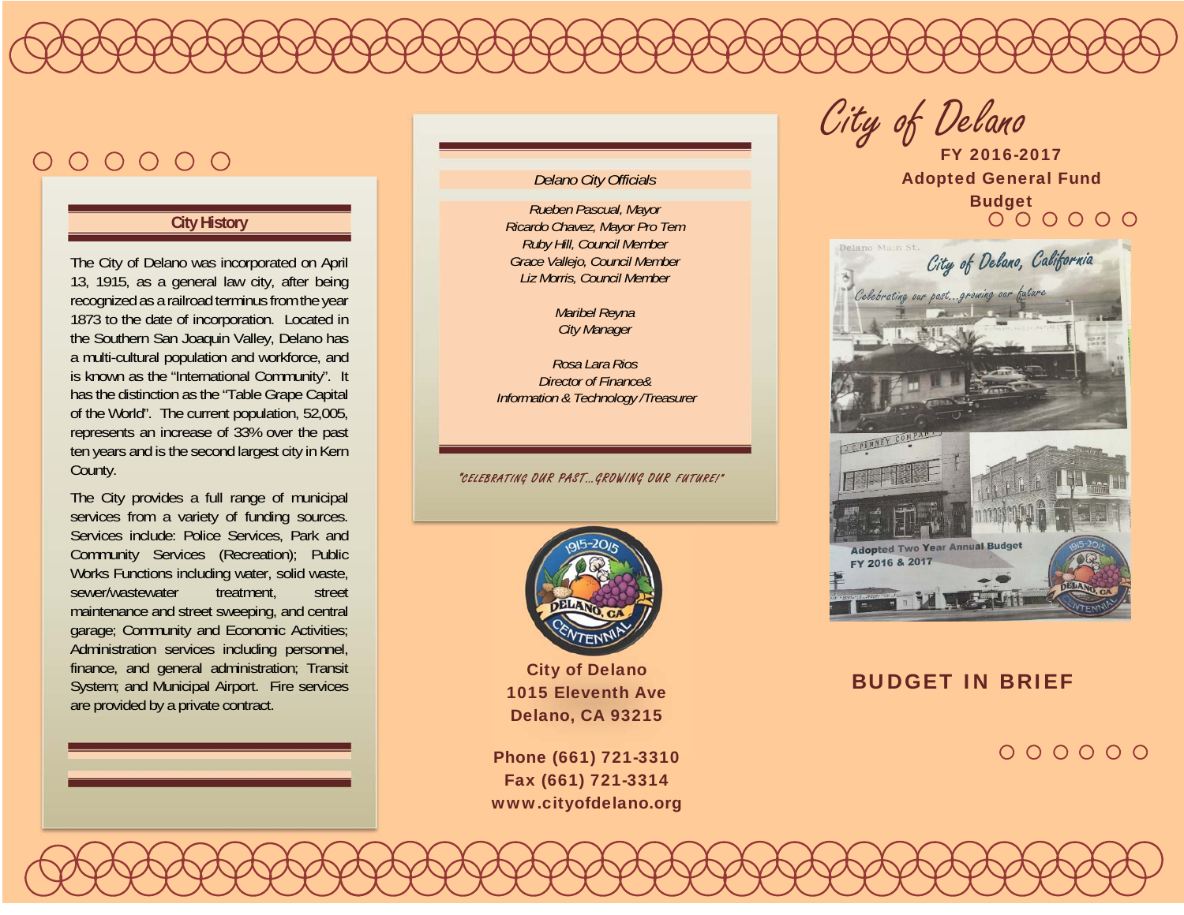# City of Delano

**FY 2016-2017**
**Adopted General Fund Budget**

## BUDGET IN BRIEF

## City History

The City of Delano was incorporated on April 13, 1915, as a general law city, after being recognized as a railroad terminus from the year 1873 to the date of incorporation. Located in the Southern San Joaquin Valley, Delano has a multi-cultural population and workforce, and is known as the "International Community". It has the distinction as the "Table Grape Capital of the World". The current population, 52,005, represents an increase of 33% over the past ten years and is the second largest city in Kern County.

The City provides a full range of municipal services from a variety of funding sources. Services include: Police Services, Park and Community Services (Recreation); Public Works Functions including water, solid waste, sewer/wastewater treatment, street maintenance and street sweeping, and central garage; Community and Economic Activities; Administration services including personnel, finance, and general administration; Transit System; and Municipal Airport. Fire services are provided by a private contract.

## *Delano City Officials*

*Rueben Pascual, Mayor*
*Ricardo Chavez, Mayor Pro Tem*
*Ruby Hill, Council Member*
*Grace Vallejo, Council Member*
*Liz Morris, Council Member*

*Maribel Reyna*
*City Manager*

*Rosa Lara Rios*
*Director of Finance&*
*Information & Technology /Treasurer*

"CELEBRATING OUR PAST...GROWING OUR FUTURE!"

**City of Delano**
**1015 Eleventh Ave**
**Delano, CA 93215**

**Phone (661) 721-3310**
**Fax (661) 721-3314**
**www.cityofdelano.org**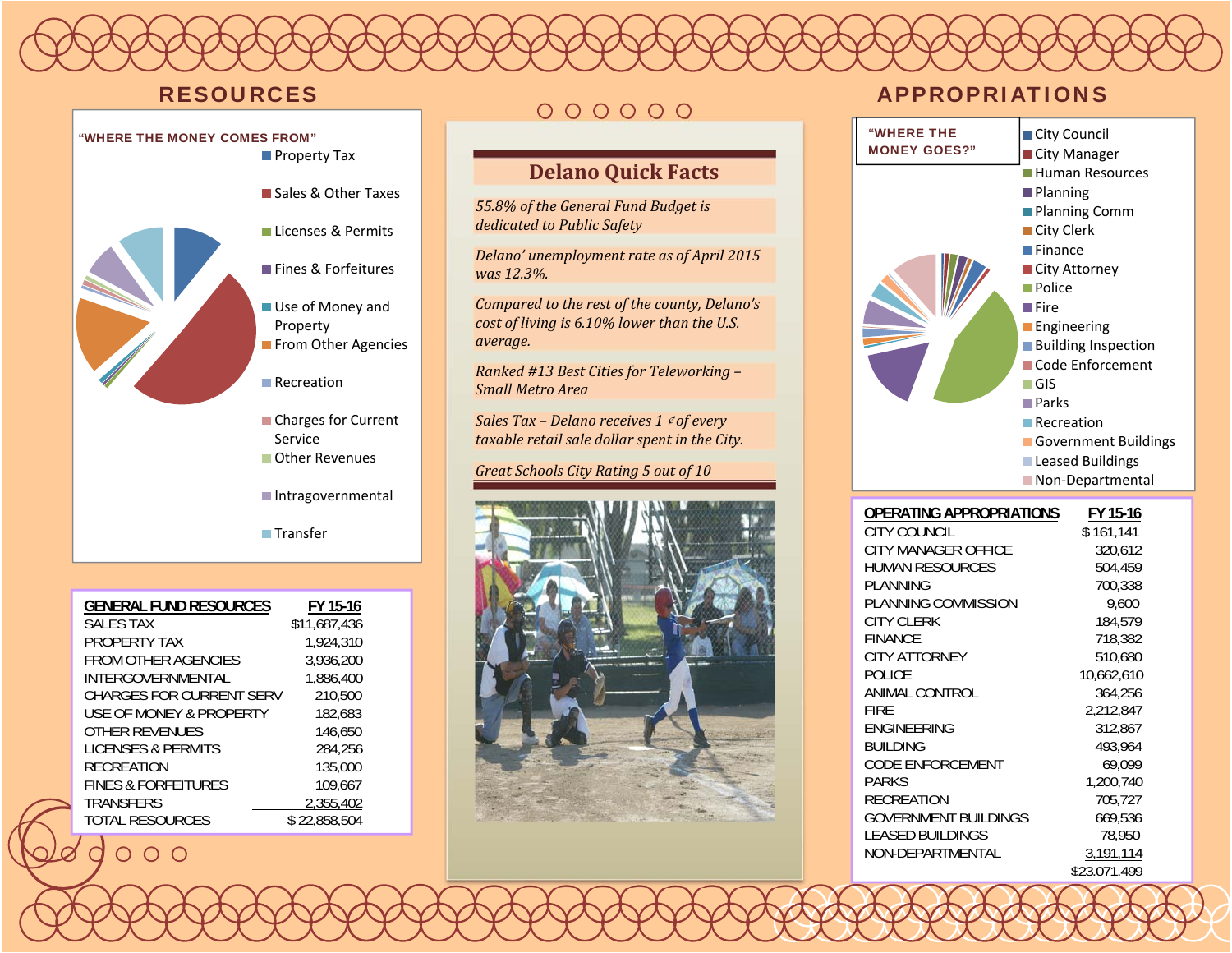## RESOURCES

"WHERE THE MONEY COMES FROM"

- Property Tax
- Sales & Other Taxes
- Licenses & Permits
- Fines & Forfeitures
- Use of Money and Property
- From Other Agencies
- Recreation
- Charges for Current Service
- Other Revenues
- Intragovernmental
- Transfer

| GENERAL FUND RESOURCES | FY 15-16 |
|---|---|
| SALES TAX | $11,687,436 |
| PROPERTY TAX | 1,924,310 |
| FROM OTHER AGENCIES | 3,936,200 |
| INTERGOVERNMENTAL | 1,886,400 |
| CHARGES FOR CURRENT SERV | 210,500 |
| USE OF MONEY & PROPERTY | 182,683 |
| OTHER REVENUES | 146,650 |
| LICENSES & PERMITS | 284,256 |
| RECREATION | 135,000 |
| FINES & FORFEITURES | 109,667 |
| TRANSFERS | 2,355,402 |
| TOTAL RESOURCES | $ 22,858,504 |

## Delano Quick Facts

*55.8% of the General Fund Budget is dedicated to Public Safety*

*Delano' unemployment rate as of April 2015 was 12.3%.*

*Compared to the rest of the county, Delano's cost of living is 6.10% lower than the U.S. average.*

*Ranked #13 Best Cities for Teleworking – Small Metro Area*

*Sales Tax – Delano receives 1 ¢ of every taxable retail sale dollar spent in the City.*

*Great Schools City Rating 5 out of 10*

## APPROPRIATIONS

"WHERE THE MONEY GOES?"

- City Council
- City Manager
- Human Resources
- Planning
- Planning Comm
- City Clerk
- Finance
- City Attorney
- Police
- Fire
- Engineering
- Building Inspection
- Code Enforcement
- GIS
- Parks
- Recreation
- Government Buildings
- Leased Buildings
- Non-Departmental

| OPERATING APPROPRIATIONS | FY 15-16 |
|---|---|
| CITY COUNCIL | $ 161,141 |
| CITY MANAGER OFFICE | 320,612 |
| HUMAN RESOURCES | 504,459 |
| PLANNING | 700,338 |
| PLANNING COMMISSION | 9,600 |
| CITY CLERK | 184,579 |
| FINANCE | 718,382 |
| CITY ATTORNEY | 510,680 |
| POLICE | 10,662,610 |
| ANIMAL CONTROL | 364,256 |
| FIRE | 2,212,847 |
| ENGINEERING | 312,867 |
| BUILDING | 493,964 |
| CODE ENFORCEMENT | 69,099 |
| PARKS | 1,200,740 |
| RECREATION | 705,727 |
| GOVERNMENT BUILDINGS | 669,536 |
| LEASED BUILDINGS | 78,950 |
| NON-DEPARTMENTAL | 3,191,114 |
| | $23.071.499 |